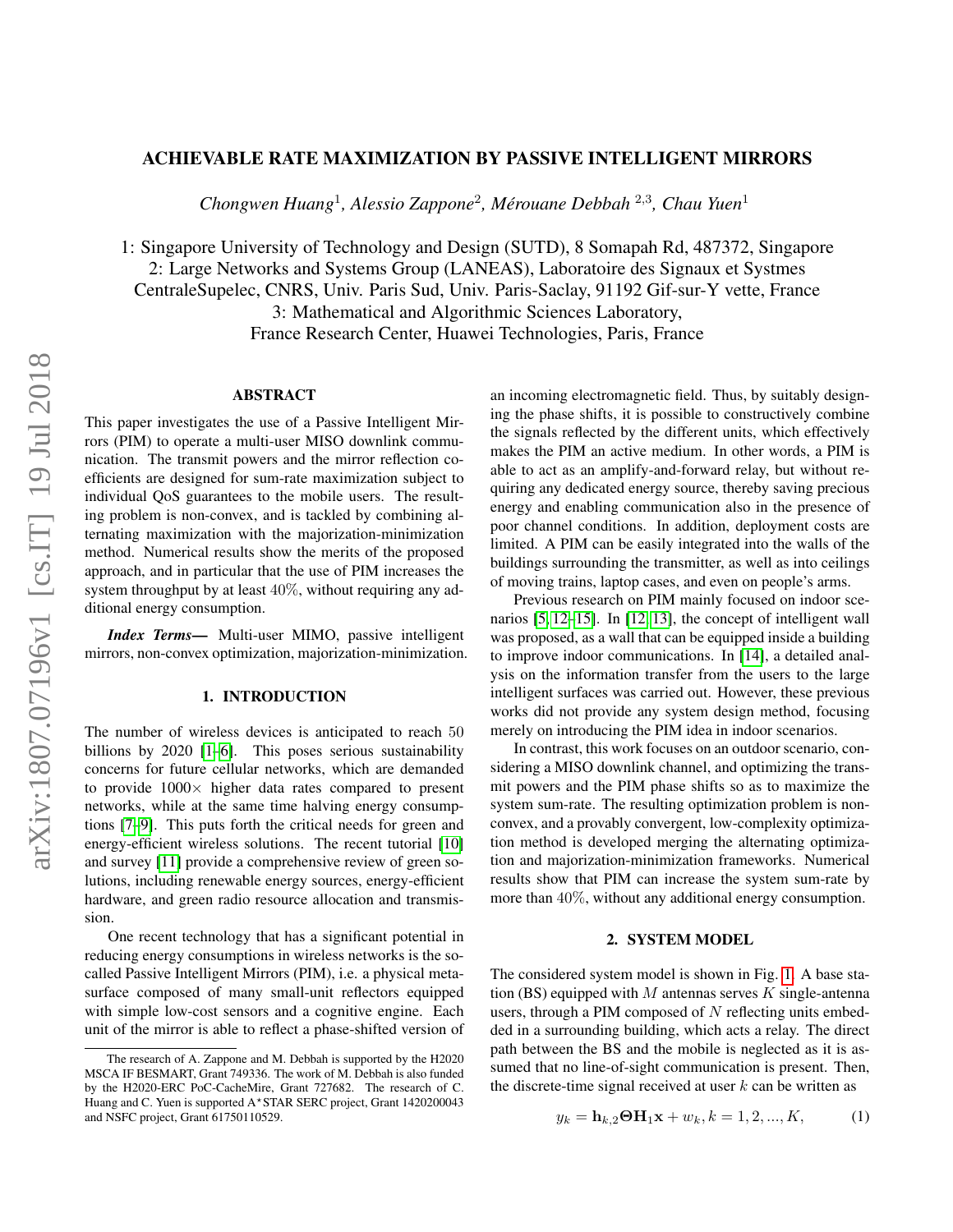# ACHIEVABLE RATE MAXIMIZATION BY PASSIVE INTELLIGENT MIRRORS

*Chongwen Huang*[1], *Alessio Zappone*[2], *Mérouane Debbah*[2,3], *Chau Yuen*[1]

1: Singapore University of Technology and Design (SUTD), 8 Somapah Rd, 487372, Singapore
2: Large Networks and Systems Group (LANEAS), Laboratoire des Signaux et Systmes
CentraleSupelec, CNRS, Univ. Paris Sud, Univ. Paris-Saclay, 91192 Gif-sur-Y vette, France
3: Mathematical and Algorithmic Sciences Laboratory,
France Research Center, Huawei Technologies, Paris, France

## ABSTRACT

This paper investigates the use of a Passive Intelligent Mirrors (PIM) to operate a multi-user MISO downlink communication. The transmit powers and the mirror reflection coefficients are designed for sum-rate maximization subject to individual QoS guarantees to the mobile users. The resulting problem is non-convex, and is tackled by combining alternating maximization with the majorization-minimization method. Numerical results show the merits of the proposed approach, and in particular that the use of PIM increases the system throughput by at least $40\%$, without requiring any additional energy consumption.

***Index Terms***— Multi-user MIMO, passive intelligent mirrors, non-convex optimization, majorization-minimization.

## 1. INTRODUCTION

The number of wireless devices is anticipated to reach $50$ billions by 2020 [1–6]. This poses serious sustainability concerns for future cellular networks, which are demanded to provide $1000\times$ higher data rates compared to present networks, while at the same time halving energy consumptions [7–9]. This puts forth the critical needs for green and energy-efficient wireless solutions. The recent tutorial [10] and survey [11] provide a comprehensive review of green solutions, including renewable energy sources, energy-efficient hardware, and green radio resource allocation and transmission.

One recent technology that has a significant potential in reducing energy consumptions in wireless networks is the so-called Passive Intelligent Mirrors (PIM), i.e. a physical metasurface composed of many small-unit reflectors equipped with simple low-cost sensors and a cognitive engine. Each unit of the mirror is able to reflect a phase-shifted version of an incoming electromagnetic field. Thus, by suitably designing the phase shifts, it is possible to constructively combine the signals reflected by the different units, which effectively makes the PIM an active medium. In other words, a PIM is able to act as an amplify-and-forward relay, but without requiring any dedicated energy source, thereby saving precious energy and enabling communication also in the presence of poor channel conditions. In addition, deployment costs are limited. A PIM can be easily integrated into the walls of the buildings surrounding the transmitter, as well as into ceilings of moving trains, laptop cases, and even on people's arms.

Previous research on PIM mainly focused on indoor scenarios [5, 12–15]. In [12, 13], the concept of intelligent wall was proposed, as a wall that can be equipped inside a building to improve indoor communications. In [14], a detailed analysis on the information transfer from the users to the large intelligent surfaces was carried out. However, these previous works did not provide any system design method, focusing merely on introducing the PIM idea in indoor scenarios.

In contrast, this work focuses on an outdoor scenario, considering a MISO downlink channel, and optimizing the transmit powers and the PIM phase shifts so as to maximize the system sum-rate. The resulting optimization problem is non-convex, and a provably convergent, low-complexity optimization method is developed merging the alternating optimization and majorization-minimization frameworks. Numerical results show that PIM can increase the system sum-rate by more than $40\%$, without any additional energy consumption.

## 2. SYSTEM MODEL

The considered system model is shown in Fig. 1. A base station (BS) equipped with $M$ antennas serves $K$ single-antenna users, through a PIM composed of $N$ reflecting units embedded in a surrounding building, which acts a relay. The direct path between the BS and the mobile is neglected as it is assumed that no line-of-sight communication is present. Then, the discrete-time signal received at user $k$ can be written as

$$y_k = \mathbf{h}_{k,2}\mathbf{\Theta}\mathbf{H}_1\mathbf{x} + w_k, k = 1, 2, ..., K, \qquad (1)$$

The research of A. Zappone and M. Debbah is supported by the H2020 MSCA IF BESMART, Grant 749336. The work of M. Debbah is also funded by the H2020-ERC PoC-CacheMire, Grant 727682. The research of C. Huang and C. Yuen is supported A*STAR SERC project, Grant 1420200043 and NSFC project, Grant 61750110529.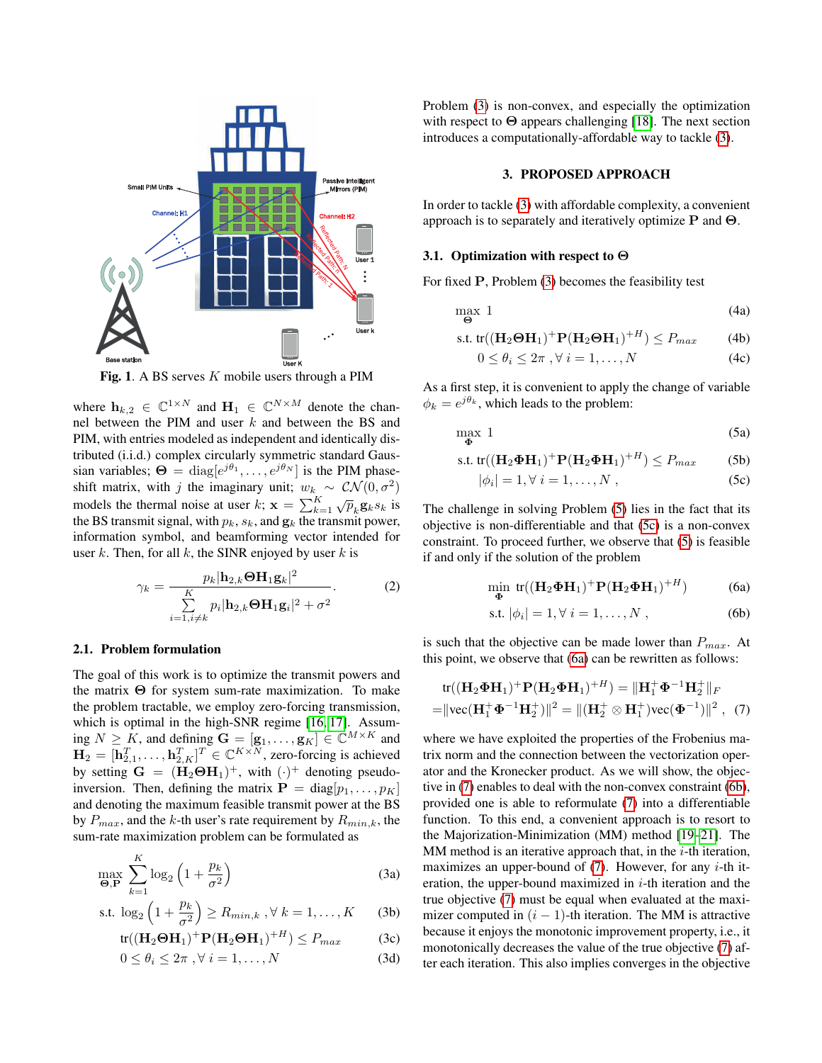**Fig. 1**. A BS serves $K$ mobile users through a PIM

where $\mathbf{h}_{k,2} \in \mathbb{C}^{1\times N}$ and $\mathbf{H}_1 \in \mathbb{C}^{N\times M}$ denote the channel between the PIM and user $k$ and between the BS and PIM, with entries modeled as independent and identically distributed (i.i.d.) complex circularly symmetric standard Gaussian variables; $\mathbf{\Theta} = \text{diag}[e^{j\theta_1}, \ldots, e^{j\theta_N}]$ is the PIM phase-shift matrix, with $j$ the imaginary unit; $w_k \sim \mathcal{CN}(0, \sigma^2)$ models the thermal noise at user $k$; $\mathbf{x} = \sum_{k=1}^{K} \sqrt{p_k}\mathbf{g}_k s_k$ is the BS transmit signal, with $p_k$, $s_k$, and $\mathbf{g}_k$ the transmit power, information symbol, and beamforming vector intended for user $k$. Then, for all $k$, the SINR enjoyed by user $k$ is

$$\gamma_k = \frac{p_k|\mathbf{h}_{2,k}\mathbf{\Theta}\mathbf{H}_1\mathbf{g}_k|^2}{\sum\limits_{i=1, i\neq k}^{K} p_i|\mathbf{h}_{2,k}\mathbf{\Theta}\mathbf{H}_1\mathbf{g}_i|^2 + \sigma^2}. \tag{2}$$

### 2.1. Problem formulation

The goal of this work is to optimize the transmit powers and the matrix $\mathbf{\Theta}$ for system sum-rate maximization. To make the problem tractable, we employ zero-forcing transmission, which is optimal in the high-SNR regime [16, 17]. Assuming $N \geq K$, and defining $\mathbf{G} = [\mathbf{g}_1, \ldots, \mathbf{g}_K] \in \mathbb{C}^{M\times K}$ and $\mathbf{H}_2 = [\mathbf{h}_{2,1}^T, \ldots, \mathbf{h}_{2,K}^T]^T \in \mathbb{C}^{K\times N}$, zero-forcing is achieved by setting $\mathbf{G} = (\mathbf{H}_2\mathbf{\Theta}\mathbf{H}_1)^+$, with $(\cdot)^+$ denoting pseudo-inversion. Then, defining the matrix $\mathbf{P} = \text{diag}[p_1, \ldots, p_K]$ and denoting the maximum feasible transmit power at the BS by $P_{max}$, and the $k$-th user's rate requirement by $R_{min,k}$, the sum-rate maximization problem can be formulated as

$$\max_{\mathbf{\Theta},\mathbf{P}} \sum_{k=1}^{K} \log_2\left(1 + \frac{p_k}{\sigma^2}\right) \tag{3a}$$

$$\text{s.t. } \log_2\left(1 + \frac{p_k}{\sigma^2}\right) \geq R_{min,k} \ , \forall\, k = 1, \ldots, K \tag{3b}$$

$$\text{tr}((\mathbf{H}_2\mathbf{\Theta}\mathbf{H}_1)^+\mathbf{P}(\mathbf{H}_2\mathbf{\Theta}\mathbf{H}_1)^{+H}) \leq P_{max} \tag{3c}$$

$$0 \leq \theta_i \leq 2\pi \ , \forall\, i = 1, \ldots, N \tag{3d}$$

Problem (3) is non-convex, and especially the optimization with respect to $\mathbf{\Theta}$ appears challenging [18]. The next section introduces a computationally-affordable way to tackle (3).

## 3. PROPOSED APPROACH

In order to tackle (3) with affordable complexity, a convenient approach is to separately and iteratively optimize $\mathbf{P}$ and $\mathbf{\Theta}$.

### 3.1. Optimization with respect to $\mathbf{\Theta}$

For fixed $\mathbf{P}$, Problem (3) becomes the feasibility test

$$\max_{\mathbf{\Theta}} \ 1 \tag{4a}$$

$$\text{s.t. } \text{tr}((\mathbf{H}_2\mathbf{\Theta}\mathbf{H}_1)^+\mathbf{P}(\mathbf{H}_2\mathbf{\Theta}\mathbf{H}_1)^{+H}) \leq P_{max} \tag{4b}$$

$$0 \leq \theta_i \leq 2\pi \ , \forall\, i = 1, \ldots, N \tag{4c}$$

As a first step, it is convenient to apply the change of variable $\phi_k = e^{j\theta_k}$, which leads to the problem:

$$\max_{\mathbf{\Phi}} \ 1 \tag{5a}$$

$$\text{s.t. } \text{tr}((\mathbf{H}_2\mathbf{\Phi}\mathbf{H}_1)^+\mathbf{P}(\mathbf{H}_2\mathbf{\Phi}\mathbf{H}_1)^{+H}) \leq P_{max} \tag{5b}$$

$$|\phi_i| = 1, \forall\, i = 1, \ldots, N \ , \tag{5c}$$

The challenge in solving Problem (5) lies in the fact that its objective is non-differentiable and that (5c) is a non-convex constraint. To proceed further, we observe that (5) is feasible if and only if the solution of the problem

$$\min_{\mathbf{\Phi}} \ \text{tr}((\mathbf{H}_2\mathbf{\Phi}\mathbf{H}_1)^+\mathbf{P}(\mathbf{H}_2\mathbf{\Phi}\mathbf{H}_1)^{+H}) \tag{6a}$$

$$\text{s.t. } |\phi_i| = 1, \forall\, i = 1, \ldots, N \ , \tag{6b}$$

is such that the objective can be made lower than $P_{max}$. At this point, we observe that (6a) can be rewritten as follows:

$$\begin{aligned}
&\text{tr}((\mathbf{H}_2\mathbf{\Phi}\mathbf{H}_1)^+\mathbf{P}(\mathbf{H}_2\mathbf{\Phi}\mathbf{H}_1)^{+H}) = \|\mathbf{H}_1^+\mathbf{\Phi}^{-1}\mathbf{H}_2^+\|_F \\
&= \|\text{vec}(\mathbf{H}_1^+\mathbf{\Phi}^{-1}\mathbf{H}_2^+)\|^2 = \|(\mathbf{H}_2^+ \otimes \mathbf{H}_1^+)\text{vec}(\mathbf{\Phi}^{-1})\|^2 \ ,
\end{aligned} \tag{7}$$

where we have exploited the properties of the Frobenius matrix norm and the connection between the vectorization operator and the Kronecker product. As we will show, the objective in (7) enables to deal with the non-convex constraint (6b), provided one is able to reformulate (7) into a differentiable function. To this end, a convenient approach is to resort to the Majorization-Minimization (MM) method [19–21]. The MM method is an iterative approach that, in the $i$-th iteration, maximizes an upper-bound of (7). However, for any $i$-th iteration, the upper-bound maximized in $i$-th iteration and the true objective (7) must be equal when evaluated at the maximizer computed in $(i-1)$-th iteration. The MM is attractive because it enjoys the monotonic improvement property, i.e., it monotonically decreases the value of the true objective (7) after each iteration. This also implies converges in the objective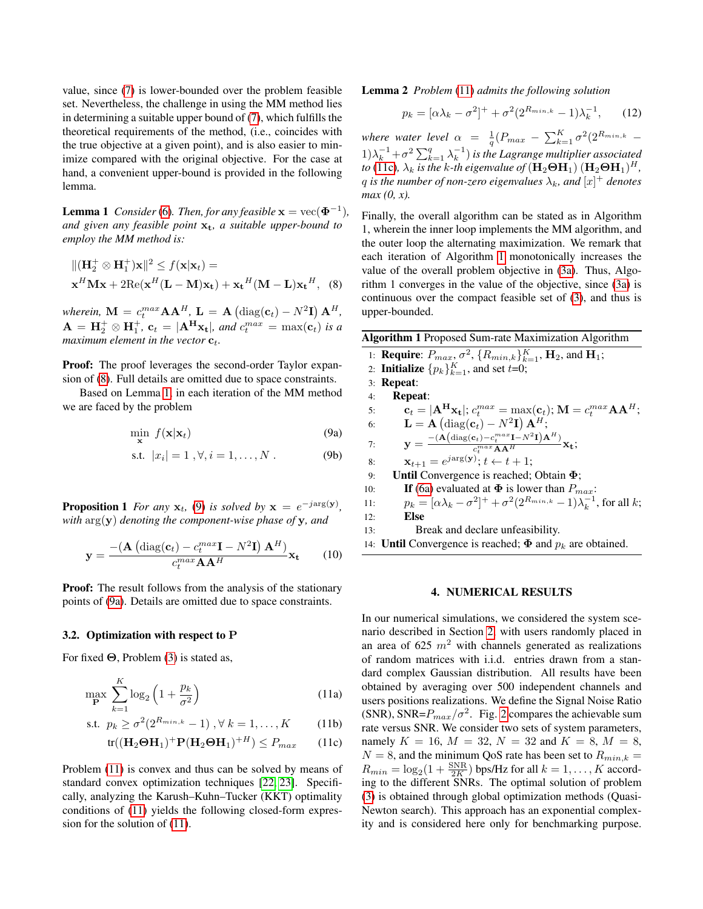value, since (7) is lower-bounded over the problem feasible set. Nevertheless, the challenge in using the MM method lies in determining a suitable upper bound of (7), which fulfills the theoretical requirements of the method, (i.e., coincides with the true objective at a given point), and is also easier to minimize compared with the original objective. For the case at hand, a convenient upper-bound is provided in the following lemma.

**Lemma 1** *Consider (6). Then, for any feasible $\mathbf{x} = \text{vec}(\mathbf{\Phi}^{-1})$, and given any feasible point $\mathbf{x_t}$, a suitable upper-bound to employ the MM method is:*

$$
\begin{aligned}
&\|(\mathbf{H}_2^+ \otimes \mathbf{H}_1^+)\mathbf{x}\|^2 \leq f(\mathbf{x}|\mathbf{x}_t) = \\
&\mathbf{x}^H\mathbf{M}\mathbf{x} + 2\text{Re}(\mathbf{x}^H(\mathbf{L}-\mathbf{M})\mathbf{x}_t) + \mathbf{x_t}^H(\mathbf{M}-\mathbf{L})\mathbf{x_t}^H, \quad (8)
\end{aligned}
$$

*wherein, $\mathbf{M} = c_t^{max}\mathbf{A}\mathbf{A}^H$, $\mathbf{L} = \mathbf{A}\left(\text{diag}(\mathbf{c}_t) - N^2\mathbf{I}\right)\mathbf{A}^H$, $\mathbf{A} = \mathbf{H}_2^+ \otimes \mathbf{H}_1^+$, $\mathbf{c}_t = |\mathbf{A^H x_t}|$, and $c_t^{max} = \max(\mathbf{c}_t)$ is a maximum element in the vector $\mathbf{c}_t$.*

**Proof:** The proof leverages the second-order Taylor expansion of (8). Full details are omitted due to space constraints.

Based on Lemma 1, in each iteration of the MM method we are faced by the problem

$$
\min_{\mathbf{x}} \; f(\mathbf{x}|\mathbf{x}_t) \quad (9a)
$$

$$
\text{s.t.} \;\; |x_i| = 1 \;, \forall, i = 1, \ldots, N \;. \quad (9b)
$$

**Proposition 1** *For any $\mathbf{x}_t$, (9) is solved by $\mathbf{x} = e^{-j\arg(\mathbf{y})}$, with $\arg(\mathbf{y})$ denoting the component-wise phase of $\mathbf{y}$, and*

$$
\mathbf{y} = \frac{-(\mathbf{A}\left(\text{diag}(\mathbf{c}_t) - c_t^{max}\mathbf{I} - N^2\mathbf{I}\right)\mathbf{A}^H)}{c_t^{max}\mathbf{A}\mathbf{A}^H}\mathbf{x_t} \quad (10)
$$

**Proof:** The result follows from the analysis of the stationary points of (9a). Details are omitted due to space constraints.

### 3.2. Optimization with respect to P

For fixed $\mathbf{\Theta}$, Problem (3) is stated as,

$$
\max_{\mathbf{P}} \sum_{k=1}^{K} \log_2\left(1 + \frac{p_k}{\sigma^2}\right) \quad (11a)
$$

$$
\text{s.t.} \;\; p_k \geq \sigma^2(2^{R_{min,k}} - 1) \;, \forall \; k = 1, \ldots, K \quad (11b)
$$

$$
\text{tr}((\mathbf{H}_2\mathbf{\Theta}\mathbf{H}_1)^+\mathbf{P}(\mathbf{H}_2\mathbf{\Theta}\mathbf{H}_1)^{+H}) \leq P_{max} \quad (11c)
$$

Problem (11) is convex and thus can be solved by means of standard convex optimization techniques [22, 23]. Specifically, analyzing the Karush–Kuhn–Tucker (KKT) optimality conditions of (11) yields the following closed-form expression for the solution of (11).

**Lemma 2** *Problem (11) admits the following solution*

$$
p_k = [\alpha\lambda_k - \sigma^2]^+ + \sigma^2(2^{R_{min,k}} - 1)\lambda_k^{-1}, \quad (12)
$$

*where water level $\alpha = \frac{1}{q}(P_{max} - \sum_{k=1}^{K}\sigma^2(2^{R_{min,k}} - 1)\lambda_k^{-1} + \sigma^2\sum_{k=1}^{q}\lambda_k^{-1})$ is the Lagrange multiplier associated to (11c), $\lambda_k$ is the $k$-th eigenvalue of $(\mathbf{H}_2\mathbf{\Theta}\mathbf{H}_1)\,(\mathbf{H}_2\mathbf{\Theta}\mathbf{H}_1)^H$, $q$ is the number of non-zero eigenvalues $\lambda_k$, and $[x]^+$ denotes max (0, x).*

Finally, the overall algorithm can be stated as in Algorithm 1, wherein the inner loop implements the MM algorithm, and the outer loop the alternating maximization. We remark that each iteration of Algorithm 1 monotonically increases the value of the overall problem objective in (3a). Thus, Algorithm 1 converges in the value of the objective, since (3a) is continuous over the compact feasible set of (3), and thus is upper-bounded.

**Algorithm 1** Proposed Sum-rate Maximization Algorithm

```
1:  Require: P_max, σ², {R_min,k}_{k=1}^K, H_2, and H_1;
2:  Initialize {p_k}_{k=1}^K, and set t=0;
3:  Repeat:
4:     Repeat:
5:        c_t = |A^H x_t|; c_t^max = max(c_t); M = c_t^max A A^H;
6:        L = A (diag(c_t) − N² I) A^H;
7:        y = −(A(diag(c_t) − c_t^max I − N² I) A^H) / (c_t^max A A^H) x_t;
8:        x_{t+1} = e^{j arg(y)}; t ← t + 1;
9:     Until Convergence is reached; Obtain Φ;
10:    If (6a) evaluated at Φ is lower than P_max:
11:       p_k = [α λ_k − σ²]^+ + σ²(2^{R_min,k} − 1) λ_k^{-1}, for all k;
12:    Else
13:       Break and declare unfeasibility.
14: Until Convergence is reached; Φ and p_k are obtained.
```

## 4. NUMERICAL RESULTS

In our numerical simulations, we considered the system scenario described in Section 2, with users randomly placed in an area of 625 $m^2$ with channels generated as realizations of random matrices with i.i.d. entries drawn from a standard complex Gaussian distribution. All results have been obtained by averaging over 500 independent channels and users positions realizations. We define the Signal Noise Ratio (SNR), SNR=$P_{max}/\sigma^2$. Fig. 2 compares the achievable sum rate versus SNR. We consider two sets of system parameters, namely $K = 16$, $M = 32$, $N = 32$ and $K = 8$, $M = 8$, $N = 8$, and the minimum QoS rate has been set to $R_{min,k} = R_{min} = \log_2(1 + \frac{\text{SNR}}{2K})$ bps/Hz for all $k = 1, \ldots, K$ according to the different SNRs. The optimal solution of problem (3) is obtained through global optimization methods (Quasi-Newton search). This approach has an exponential complexity and is considered here only for benchmarking purpose.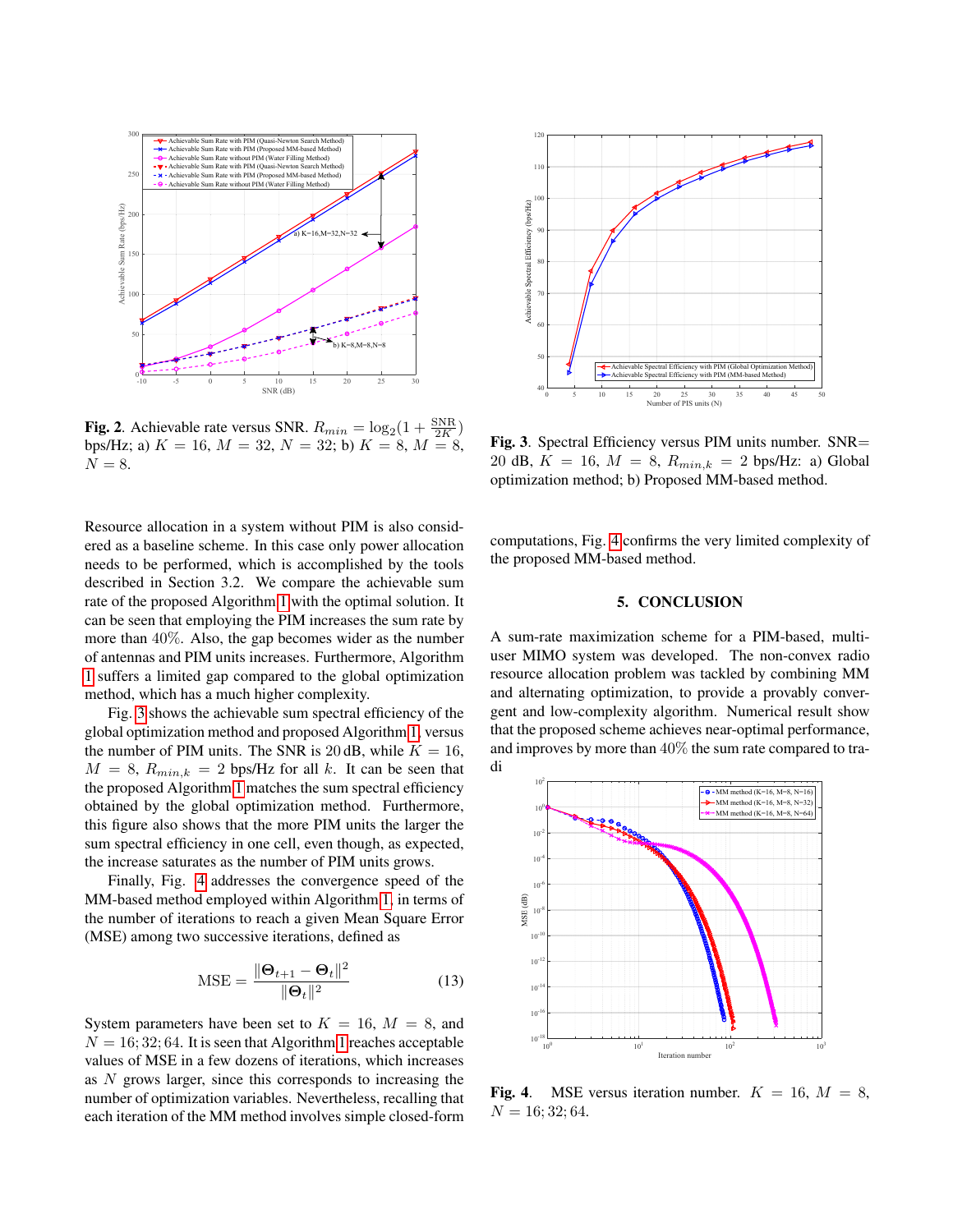**Fig. 2**. Achievable rate versus SNR. $R_{min} = \log_2(1 + \frac{\text{SNR}}{2K})$ bps/Hz; a) $K = 16$, $M = 32$, $N = 32$; b) $K = 8$, $M = 8$, $N = 8$.

Resource allocation in a system without PIM is also considered as a baseline scheme. In this case only power allocation needs to be performed, which is accomplished by the tools described in Section 3.2. We compare the achievable sum rate of the proposed Algorithm 1 with the optimal solution. It can be seen that employing the PIM increases the sum rate by more than $40\%$. Also, the gap becomes wider as the number of antennas and PIM units increases. Furthermore, Algorithm 1 suffers a limited gap compared to the global optimization method, which has a much higher complexity.

Fig. 3 shows the achievable sum spectral efficiency of the global optimization method and proposed Algorithm 1, versus the number of PIM units. The SNR is 20 dB, while $K = 16$, $M = 8$, $R_{min,k} = 2$ bps/Hz for all $k$. It can be seen that the proposed Algorithm 1 matches the sum spectral efficiency obtained by the global optimization method. Furthermore, this figure also shows that the more PIM units the larger the sum spectral efficiency in one cell, even though, as expected, the increase saturates as the number of PIM units grows.

Finally, Fig. 4 addresses the convergence speed of the MM-based method employed within Algorithm 1, in terms of the number of iterations to reach a given Mean Square Error (MSE) among two successive iterations, defined as

$$\text{MSE} = \frac{\|\mathbf{\Theta}_{t+1} - \mathbf{\Theta}_t\|^2}{\|\mathbf{\Theta}_t\|^2} \tag{13}$$

System parameters have been set to $K = 16$, $M = 8$, and $N = 16; 32; 64$. It is seen that Algorithm 1 reaches acceptable values of MSE in a few dozens of iterations, which increases as $N$ grows larger, since this corresponds to increasing the number of optimization variables. Nevertheless, recalling that each iteration of the MM method involves simple closed-form computations, Fig. 4 confirms the very limited complexity of the proposed MM-based method.

**Fig. 3**. Spectral Efficiency versus PIM units number. SNR$=$ 20 dB, $K = 16$, $M = 8$, $R_{min,k} = 2$ bps/Hz: a) Global optimization method; b) Proposed MM-based method.

## 5. CONCLUSION

A sum-rate maximization scheme for a PIM-based, multi-user MIMO system was developed. The non-convex radio resource allocation problem was tackled by combining MM and alternating optimization, to provide a provably convergent and low-complexity algorithm. Numerical result show that the proposed scheme achieves near-optimal performance, and improves by more than $40\%$ the sum rate compared to tradi

**Fig. 4**. MSE versus iteration number. $K = 16$, $M = 8$, $N = 16; 32; 64$.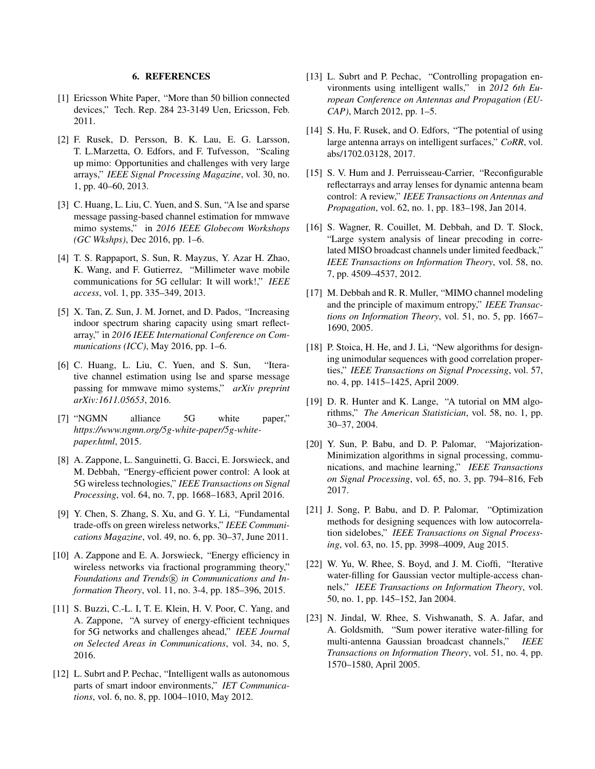# 6. REFERENCES

[1] Ericsson White Paper, "More than 50 billion connected devices," Tech. Rep. 284 23-3149 Uen, Ericsson, Feb. 2011.

[2] F. Rusek, D. Persson, B. K. Lau, E. G. Larsson, T. L.Marzetta, O. Edfors, and F. Tufvesson, "Scaling up mimo: Opportunities and challenges with very large arrays," *IEEE Signal Processing Magazine*, vol. 30, no. 1, pp. 40–60, 2013.

[3] C. Huang, L. Liu, C. Yuen, and S. Sun, "A lse and sparse message passing-based channel estimation for mmwave mimo systems," in *2016 IEEE Globecom Workshops (GC Wkshps)*, Dec 2016, pp. 1–6.

[4] T. S. Rappaport, S. Sun, R. Mayzus, Y. Azar H. Zhao, K. Wang, and F. Gutierrez, "Millimeter wave mobile communications for 5G cellular: It will work!," *IEEE access*, vol. 1, pp. 335–349, 2013.

[5] X. Tan, Z. Sun, J. M. Jornet, and D. Pados, "Increasing indoor spectrum sharing capacity using smart reflect-array," in *2016 IEEE International Conference on Communications (ICC)*, May 2016, pp. 1–6.

[6] C. Huang, L. Liu, C. Yuen, and S. Sun, "Iterative channel estimation using lse and sparse message passing for mmwave mimo systems," *arXiv preprint arXiv:1611.05653*, 2016.

[7] "NGMN alliance 5G white paper," *https://www.ngmn.org/5g-white-paper/5g-white-paper.html*, 2015.

[8] A. Zappone, L. Sanguinetti, G. Bacci, E. Jorswieck, and M. Debbah, "Energy-efficient power control: A look at 5G wireless technologies," *IEEE Transactions on Signal Processing*, vol. 64, no. 7, pp. 1668–1683, April 2016.

[9] Y. Chen, S. Zhang, S. Xu, and G. Y. Li, "Fundamental trade-offs on green wireless networks," *IEEE Communications Magazine*, vol. 49, no. 6, pp. 30–37, June 2011.

[10] A. Zappone and E. A. Jorswieck, "Energy efficiency in wireless networks via fractional programming theory," *Foundations and Trends® in Communications and Information Theory*, vol. 11, no. 3-4, pp. 185–396, 2015.

[11] S. Buzzi, C.-L. I, T. E. Klein, H. V. Poor, C. Yang, and A. Zappone, "A survey of energy-efficient techniques for 5G networks and challenges ahead," *IEEE Journal on Selected Areas in Communications*, vol. 34, no. 5, 2016.

[12] L. Subrt and P. Pechac, "Intelligent walls as autonomous parts of smart indoor environments," *IET Communications*, vol. 6, no. 8, pp. 1004–1010, May 2012.

[13] L. Subrt and P. Pechac, "Controlling propagation environments using intelligent walls," in *2012 6th European Conference on Antennas and Propagation (EUCAP)*, March 2012, pp. 1–5.

[14] S. Hu, F. Rusek, and O. Edfors, "The potential of using large antenna arrays on intelligent surfaces," *CoRR*, vol. abs/1702.03128, 2017.

[15] S. V. Hum and J. Perruisseau-Carrier, "Reconfigurable reflectarrays and array lenses for dynamic antenna beam control: A review," *IEEE Transactions on Antennas and Propagation*, vol. 62, no. 1, pp. 183–198, Jan 2014.

[16] S. Wagner, R. Couillet, M. Debbah, and D. T. Slock, "Large system analysis of linear precoding in correlated MISO broadcast channels under limited feedback," *IEEE Transactions on Information Theory*, vol. 58, no. 7, pp. 4509–4537, 2012.

[17] M. Debbah and R. R. Muller, "MIMO channel modeling and the principle of maximum entropy," *IEEE Transactions on Information Theory*, vol. 51, no. 5, pp. 1667–1690, 2005.

[18] P. Stoica, H. He, and J. Li, "New algorithms for designing unimodular sequences with good correlation properties," *IEEE Transactions on Signal Processing*, vol. 57, no. 4, pp. 1415–1425, April 2009.

[19] D. R. Hunter and K. Lange, "A tutorial on MM algorithms," *The American Statistician*, vol. 58, no. 1, pp. 30–37, 2004.

[20] Y. Sun, P. Babu, and D. P. Palomar, "Majorization-Minimization algorithms in signal processing, communications, and machine learning," *IEEE Transactions on Signal Processing*, vol. 65, no. 3, pp. 794–816, Feb 2017.

[21] J. Song, P. Babu, and D. P. Palomar, "Optimization methods for designing sequences with low autocorrelation sidelobes," *IEEE Transactions on Signal Processing*, vol. 63, no. 15, pp. 3998–4009, Aug 2015.

[22] W. Yu, W. Rhee, S. Boyd, and J. M. Cioffi, "Iterative water-filling for Gaussian vector multiple-access channels," *IEEE Transactions on Information Theory*, vol. 50, no. 1, pp. 145–152, Jan 2004.

[23] N. Jindal, W. Rhee, S. Vishwanath, S. A. Jafar, and A. Goldsmith, "Sum power iterative water-filling for multi-antenna Gaussian broadcast channels," *IEEE Transactions on Information Theory*, vol. 51, no. 4, pp. 1570–1580, April 2005.